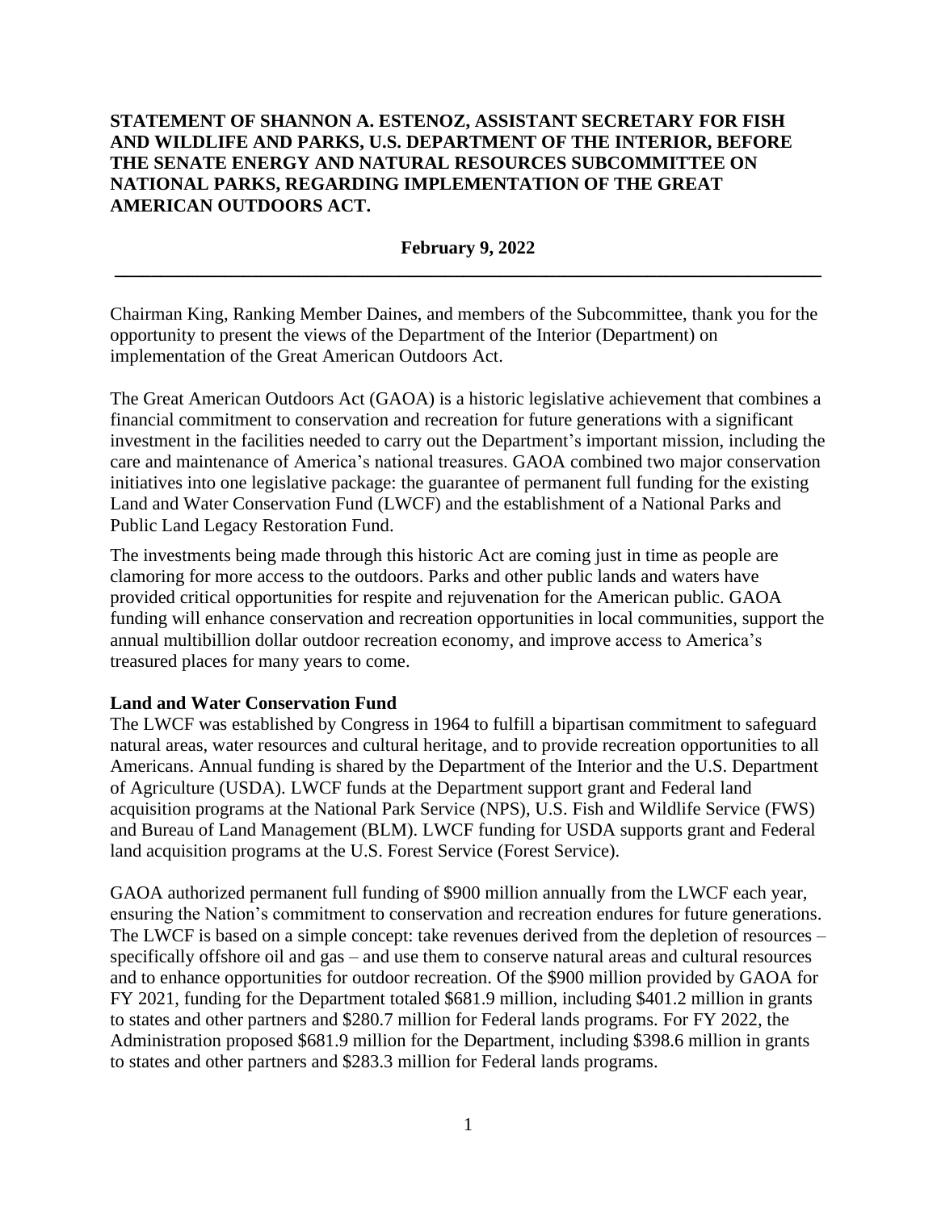**STATEMENT OF SHANNON A. ESTENOZ, ASSISTANT SECRETARY FOR FISH AND WILDLIFE AND PARKS, U.S. DEPARTMENT OF THE INTERIOR, BEFORE THE SENATE ENERGY AND NATURAL RESOURCES SUBCOMMITTEE ON NATIONAL PARKS, REGARDING IMPLEMENTATION OF THE GREAT AMERICAN OUTDOORS ACT.**

**February 9, 2022**

---

Chairman King, Ranking Member Daines, and members of the Subcommittee, thank you for the opportunity to present the views of the Department of the Interior (Department) on implementation of the Great American Outdoors Act.

The Great American Outdoors Act (GAOA) is a historic legislative achievement that combines a financial commitment to conservation and recreation for future generations with a significant investment in the facilities needed to carry out the Department's important mission, including the care and maintenance of America's national treasures. GAOA combined two major conservation initiatives into one legislative package: the guarantee of permanent full funding for the existing Land and Water Conservation Fund (LWCF) and the establishment of a National Parks and Public Land Legacy Restoration Fund.

The investments being made through this historic Act are coming just in time as people are clamoring for more access to the outdoors. Parks and other public lands and waters have provided critical opportunities for respite and rejuvenation for the American public. GAOA funding will enhance conservation and recreation opportunities in local communities, support the annual multibillion dollar outdoor recreation economy, and improve access to America's treasured places for many years to come.

**Land and Water Conservation Fund**

The LWCF was established by Congress in 1964 to fulfill a bipartisan commitment to safeguard natural areas, water resources and cultural heritage, and to provide recreation opportunities to all Americans. Annual funding is shared by the Department of the Interior and the U.S. Department of Agriculture (USDA). LWCF funds at the Department support grant and Federal land acquisition programs at the National Park Service (NPS), U.S. Fish and Wildlife Service (FWS) and Bureau of Land Management (BLM). LWCF funding for USDA supports grant and Federal land acquisition programs at the U.S. Forest Service (Forest Service).

GAOA authorized permanent full funding of $900 million annually from the LWCF each year, ensuring the Nation's commitment to conservation and recreation endures for future generations. The LWCF is based on a simple concept: take revenues derived from the depletion of resources – specifically offshore oil and gas – and use them to conserve natural areas and cultural resources and to enhance opportunities for outdoor recreation. Of the $900 million provided by GAOA for FY 2021, funding for the Department totaled $681.9 million, including $401.2 million in grants to states and other partners and $280.7 million for Federal lands programs. For FY 2022, the Administration proposed $681.9 million for the Department, including $398.6 million in grants to states and other partners and $283.3 million for Federal lands programs.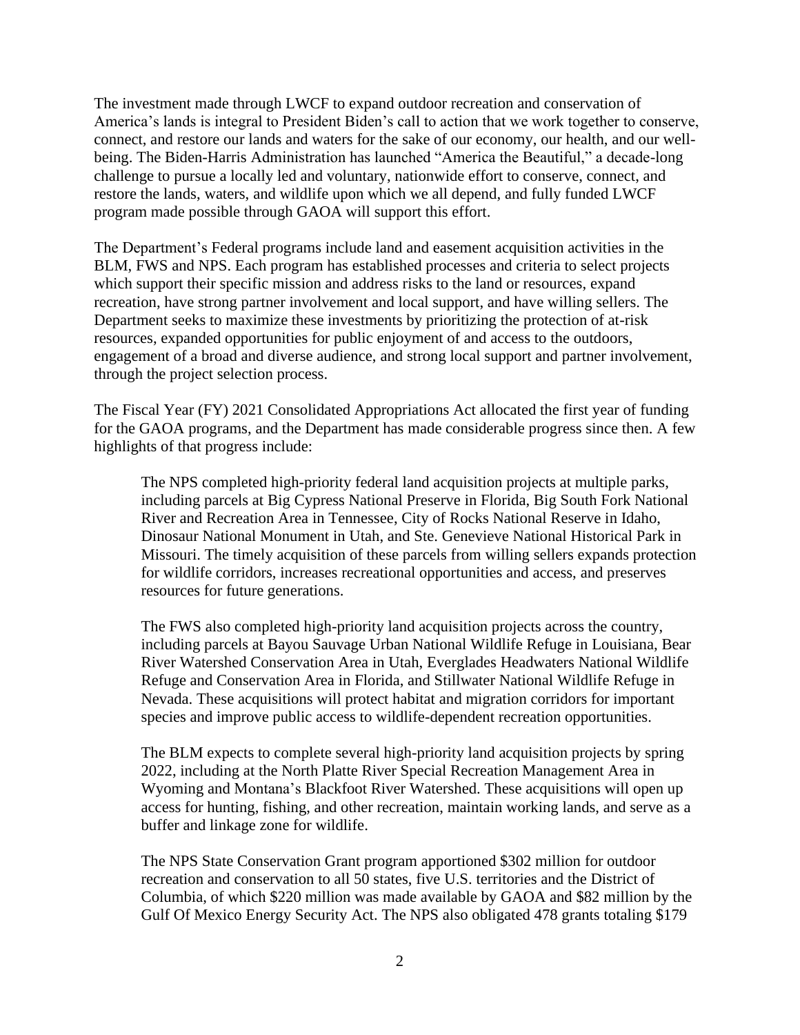The investment made through LWCF to expand outdoor recreation and conservation of America's lands is integral to President Biden's call to action that we work together to conserve, connect, and restore our lands and waters for the sake of our economy, our health, and our well-being. The Biden-Harris Administration has launched "America the Beautiful," a decade-long challenge to pursue a locally led and voluntary, nationwide effort to conserve, connect, and restore the lands, waters, and wildlife upon which we all depend, and fully funded LWCF program made possible through GAOA will support this effort.

The Department's Federal programs include land and easement acquisition activities in the BLM, FWS and NPS. Each program has established processes and criteria to select projects which support their specific mission and address risks to the land or resources, expand recreation, have strong partner involvement and local support, and have willing sellers. The Department seeks to maximize these investments by prioritizing the protection of at-risk resources, expanded opportunities for public enjoyment of and access to the outdoors, engagement of a broad and diverse audience, and strong local support and partner involvement, through the project selection process.

The Fiscal Year (FY) 2021 Consolidated Appropriations Act allocated the first year of funding for the GAOA programs, and the Department has made considerable progress since then. A few highlights of that progress include:

> The NPS completed high-priority federal land acquisition projects at multiple parks, including parcels at Big Cypress National Preserve in Florida, Big South Fork National River and Recreation Area in Tennessee, City of Rocks National Reserve in Idaho, Dinosaur National Monument in Utah, and Ste. Genevieve National Historical Park in Missouri. The timely acquisition of these parcels from willing sellers expands protection for wildlife corridors, increases recreational opportunities and access, and preserves resources for future generations.
>
> The FWS also completed high-priority land acquisition projects across the country, including parcels at Bayou Sauvage Urban National Wildlife Refuge in Louisiana, Bear River Watershed Conservation Area in Utah, Everglades Headwaters National Wildlife Refuge and Conservation Area in Florida, and Stillwater National Wildlife Refuge in Nevada. These acquisitions will protect habitat and migration corridors for important species and improve public access to wildlife-dependent recreation opportunities.
>
> The BLM expects to complete several high-priority land acquisition projects by spring 2022, including at the North Platte River Special Recreation Management Area in Wyoming and Montana's Blackfoot River Watershed. These acquisitions will open up access for hunting, fishing, and other recreation, maintain working lands, and serve as a buffer and linkage zone for wildlife.
>
> The NPS State Conservation Grant program apportioned \$302 million for outdoor recreation and conservation to all 50 states, five U.S. territories and the District of Columbia, of which \$220 million was made available by GAOA and \$82 million by the Gulf Of Mexico Energy Security Act. The NPS also obligated 478 grants totaling \$179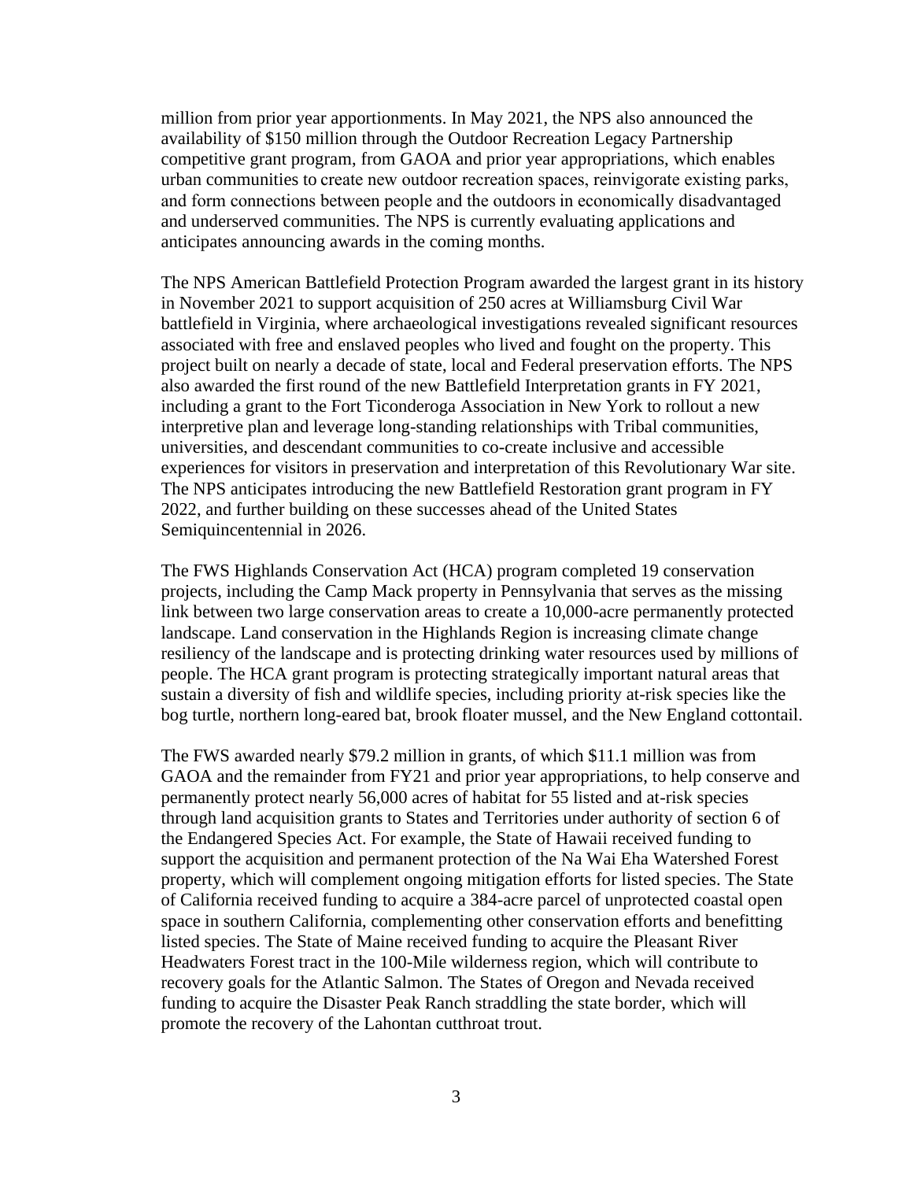million from prior year apportionments. In May 2021, the NPS also announced the availability of $150 million through the Outdoor Recreation Legacy Partnership competitive grant program, from GAOA and prior year appropriations, which enables urban communities to create new outdoor recreation spaces, reinvigorate existing parks, and form connections between people and the outdoors in economically disadvantaged and underserved communities. The NPS is currently evaluating applications and anticipates announcing awards in the coming months.

The NPS American Battlefield Protection Program awarded the largest grant in its history in November 2021 to support acquisition of 250 acres at Williamsburg Civil War battlefield in Virginia, where archaeological investigations revealed significant resources associated with free and enslaved peoples who lived and fought on the property. This project built on nearly a decade of state, local and Federal preservation efforts. The NPS also awarded the first round of the new Battlefield Interpretation grants in FY 2021, including a grant to the Fort Ticonderoga Association in New York to rollout a new interpretive plan and leverage long-standing relationships with Tribal communities, universities, and descendant communities to co-create inclusive and accessible experiences for visitors in preservation and interpretation of this Revolutionary War site. The NPS anticipates introducing the new Battlefield Restoration grant program in FY 2022, and further building on these successes ahead of the United States Semiquincentennial in 2026.

The FWS Highlands Conservation Act (HCA) program completed 19 conservation projects, including the Camp Mack property in Pennsylvania that serves as the missing link between two large conservation areas to create a 10,000-acre permanently protected landscape. Land conservation in the Highlands Region is increasing climate change resiliency of the landscape and is protecting drinking water resources used by millions of people. The HCA grant program is protecting strategically important natural areas that sustain a diversity of fish and wildlife species, including priority at-risk species like the bog turtle, northern long-eared bat, brook floater mussel, and the New England cottontail.

The FWS awarded nearly $79.2 million in grants, of which $11.1 million was from GAOA and the remainder from FY21 and prior year appropriations, to help conserve and permanently protect nearly 56,000 acres of habitat for 55 listed and at-risk species through land acquisition grants to States and Territories under authority of section 6 of the Endangered Species Act. For example, the State of Hawaii received funding to support the acquisition and permanent protection of the Na Wai Eha Watershed Forest property, which will complement ongoing mitigation efforts for listed species. The State of California received funding to acquire a 384-acre parcel of unprotected coastal open space in southern California, complementing other conservation efforts and benefitting listed species. The State of Maine received funding to acquire the Pleasant River Headwaters Forest tract in the 100-Mile wilderness region, which will contribute to recovery goals for the Atlantic Salmon. The States of Oregon and Nevada received funding to acquire the Disaster Peak Ranch straddling the state border, which will promote the recovery of the Lahontan cutthroat trout.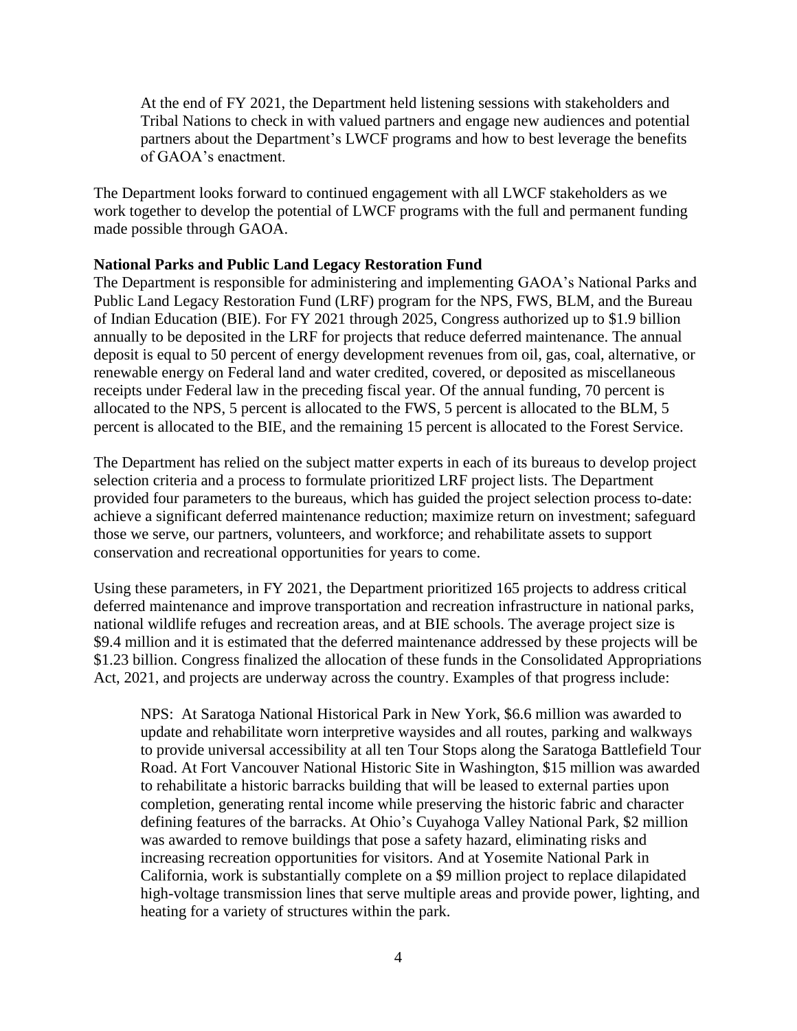> At the end of FY 2021, the Department held listening sessions with stakeholders and Tribal Nations to check in with valued partners and engage new audiences and potential partners about the Department's LWCF programs and how to best leverage the benefits of GAOA's enactment.

The Department looks forward to continued engagement with all LWCF stakeholders as we work together to develop the potential of LWCF programs with the full and permanent funding made possible through GAOA.

**National Parks and Public Land Legacy Restoration Fund**

The Department is responsible for administering and implementing GAOA's National Parks and Public Land Legacy Restoration Fund (LRF) program for the NPS, FWS, BLM, and the Bureau of Indian Education (BIE). For FY 2021 through 2025, Congress authorized up to $1.9 billion annually to be deposited in the LRF for projects that reduce deferred maintenance. The annual deposit is equal to 50 percent of energy development revenues from oil, gas, coal, alternative, or renewable energy on Federal land and water credited, covered, or deposited as miscellaneous receipts under Federal law in the preceding fiscal year. Of the annual funding, 70 percent is allocated to the NPS, 5 percent is allocated to the FWS, 5 percent is allocated to the BLM, 5 percent is allocated to the BIE, and the remaining 15 percent is allocated to the Forest Service.

The Department has relied on the subject matter experts in each of its bureaus to develop project selection criteria and a process to formulate prioritized LRF project lists. The Department provided four parameters to the bureaus, which has guided the project selection process to-date: achieve a significant deferred maintenance reduction; maximize return on investment; safeguard those we serve, our partners, volunteers, and workforce; and rehabilitate assets to support conservation and recreational opportunities for years to come.

Using these parameters, in FY 2021, the Department prioritized 165 projects to address critical deferred maintenance and improve transportation and recreation infrastructure in national parks, national wildlife refuges and recreation areas, and at BIE schools. The average project size is $9.4 million and it is estimated that the deferred maintenance addressed by these projects will be $1.23 billion. Congress finalized the allocation of these funds in the Consolidated Appropriations Act, 2021, and projects are underway across the country. Examples of that progress include:

> NPS: At Saratoga National Historical Park in New York, $6.6 million was awarded to update and rehabilitate worn interpretive waysides and all routes, parking and walkways to provide universal accessibility at all ten Tour Stops along the Saratoga Battlefield Tour Road. At Fort Vancouver National Historic Site in Washington, $15 million was awarded to rehabilitate a historic barracks building that will be leased to external parties upon completion, generating rental income while preserving the historic fabric and character defining features of the barracks. At Ohio's Cuyahoga Valley National Park, $2 million was awarded to remove buildings that pose a safety hazard, eliminating risks and increasing recreation opportunities for visitors. And at Yosemite National Park in California, work is substantially complete on a $9 million project to replace dilapidated high-voltage transmission lines that serve multiple areas and provide power, lighting, and heating for a variety of structures within the park.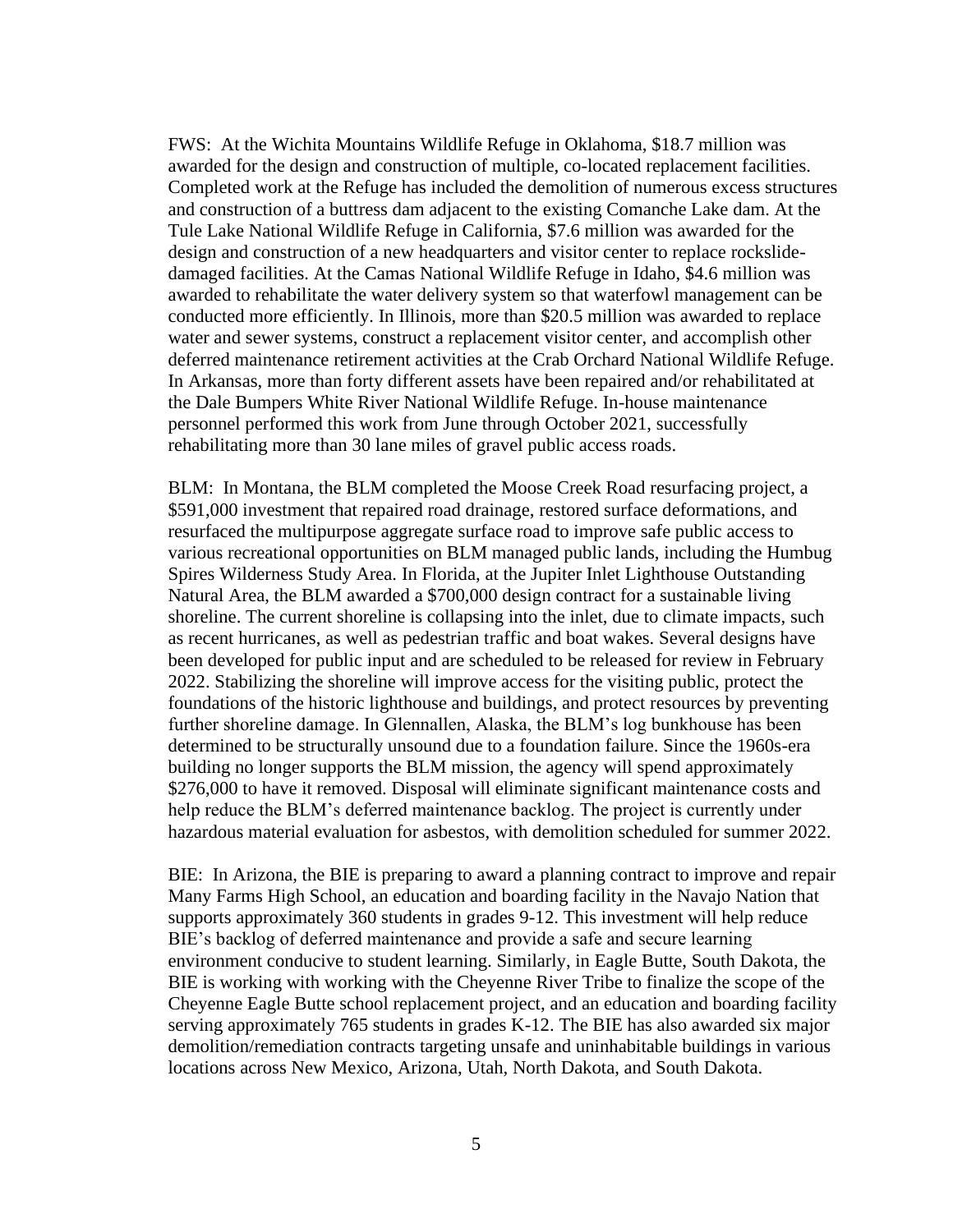FWS: At the Wichita Mountains Wildlife Refuge in Oklahoma, $18.7 million was awarded for the design and construction of multiple, co-located replacement facilities. Completed work at the Refuge has included the demolition of numerous excess structures and construction of a buttress dam adjacent to the existing Comanche Lake dam. At the Tule Lake National Wildlife Refuge in California, $7.6 million was awarded for the design and construction of a new headquarters and visitor center to replace rockslide-damaged facilities. At the Camas National Wildlife Refuge in Idaho, $4.6 million was awarded to rehabilitate the water delivery system so that waterfowl management can be conducted more efficiently. In Illinois, more than $20.5 million was awarded to replace water and sewer systems, construct a replacement visitor center, and accomplish other deferred maintenance retirement activities at the Crab Orchard National Wildlife Refuge. In Arkansas, more than forty different assets have been repaired and/or rehabilitated at the Dale Bumpers White River National Wildlife Refuge. In-house maintenance personnel performed this work from June through October 2021, successfully rehabilitating more than 30 lane miles of gravel public access roads.

BLM: In Montana, the BLM completed the Moose Creek Road resurfacing project, a $591,000 investment that repaired road drainage, restored surface deformations, and resurfaced the multipurpose aggregate surface road to improve safe public access to various recreational opportunities on BLM managed public lands, including the Humbug Spires Wilderness Study Area. In Florida, at the Jupiter Inlet Lighthouse Outstanding Natural Area, the BLM awarded a $700,000 design contract for a sustainable living shoreline. The current shoreline is collapsing into the inlet, due to climate impacts, such as recent hurricanes, as well as pedestrian traffic and boat wakes. Several designs have been developed for public input and are scheduled to be released for review in February 2022. Stabilizing the shoreline will improve access for the visiting public, protect the foundations of the historic lighthouse and buildings, and protect resources by preventing further shoreline damage. In Glennallen, Alaska, the BLM's log bunkhouse has been determined to be structurally unsound due to a foundation failure. Since the 1960s-era building no longer supports the BLM mission, the agency will spend approximately $276,000 to have it removed. Disposal will eliminate significant maintenance costs and help reduce the BLM's deferred maintenance backlog. The project is currently under hazardous material evaluation for asbestos, with demolition scheduled for summer 2022.

BIE: In Arizona, the BIE is preparing to award a planning contract to improve and repair Many Farms High School, an education and boarding facility in the Navajo Nation that supports approximately 360 students in grades 9-12. This investment will help reduce BIE's backlog of deferred maintenance and provide a safe and secure learning environment conducive to student learning. Similarly, in Eagle Butte, South Dakota, the BIE is working with working with the Cheyenne River Tribe to finalize the scope of the Cheyenne Eagle Butte school replacement project, and an education and boarding facility serving approximately 765 students in grades K-12. The BIE has also awarded six major demolition/remediation contracts targeting unsafe and uninhabitable buildings in various locations across New Mexico, Arizona, Utah, North Dakota, and South Dakota.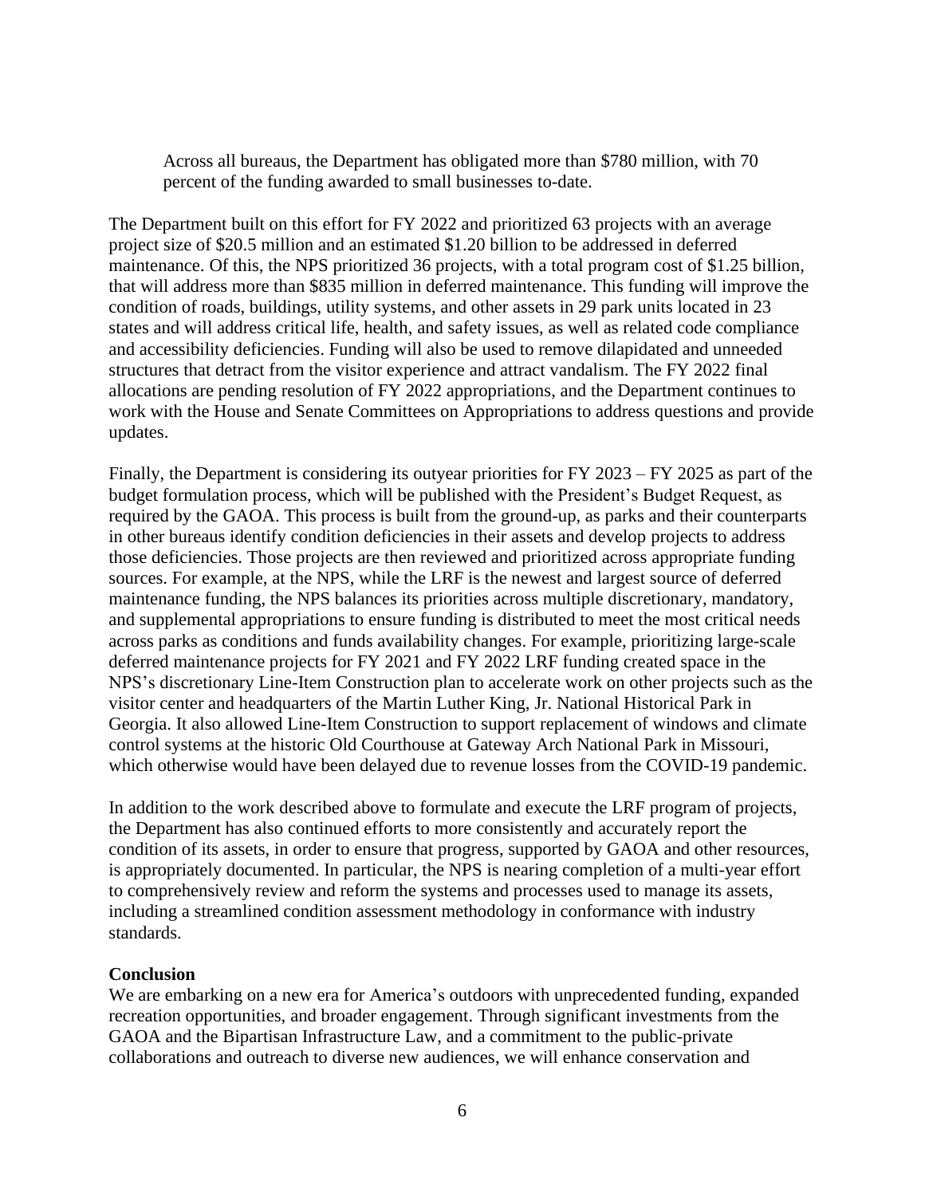Across all bureaus, the Department has obligated more than $780 million, with 70 percent of the funding awarded to small businesses to-date.

The Department built on this effort for FY 2022 and prioritized 63 projects with an average project size of $20.5 million and an estimated $1.20 billion to be addressed in deferred maintenance. Of this, the NPS prioritized 36 projects, with a total program cost of $1.25 billion, that will address more than $835 million in deferred maintenance. This funding will improve the condition of roads, buildings, utility systems, and other assets in 29 park units located in 23 states and will address critical life, health, and safety issues, as well as related code compliance and accessibility deficiencies. Funding will also be used to remove dilapidated and unneeded structures that detract from the visitor experience and attract vandalism. The FY 2022 final allocations are pending resolution of FY 2022 appropriations, and the Department continues to work with the House and Senate Committees on Appropriations to address questions and provide updates.

Finally, the Department is considering its outyear priorities for FY 2023 – FY 2025 as part of the budget formulation process, which will be published with the President's Budget Request, as required by the GAOA. This process is built from the ground-up, as parks and their counterparts in other bureaus identify condition deficiencies in their assets and develop projects to address those deficiencies. Those projects are then reviewed and prioritized across appropriate funding sources. For example, at the NPS, while the LRF is the newest and largest source of deferred maintenance funding, the NPS balances its priorities across multiple discretionary, mandatory, and supplemental appropriations to ensure funding is distributed to meet the most critical needs across parks as conditions and funds availability changes. For example, prioritizing large-scale deferred maintenance projects for FY 2021 and FY 2022 LRF funding created space in the NPS's discretionary Line-Item Construction plan to accelerate work on other projects such as the visitor center and headquarters of the Martin Luther King, Jr. National Historical Park in Georgia. It also allowed Line-Item Construction to support replacement of windows and climate control systems at the historic Old Courthouse at Gateway Arch National Park in Missouri, which otherwise would have been delayed due to revenue losses from the COVID-19 pandemic.

In addition to the work described above to formulate and execute the LRF program of projects, the Department has also continued efforts to more consistently and accurately report the condition of its assets, in order to ensure that progress, supported by GAOA and other resources, is appropriately documented. In particular, the NPS is nearing completion of a multi-year effort to comprehensively review and reform the systems and processes used to manage its assets, including a streamlined condition assessment methodology in conformance with industry standards.

**Conclusion**

We are embarking on a new era for America's outdoors with unprecedented funding, expanded recreation opportunities, and broader engagement. Through significant investments from the GAOA and the Bipartisan Infrastructure Law, and a commitment to the public-private collaborations and outreach to diverse new audiences, we will enhance conservation and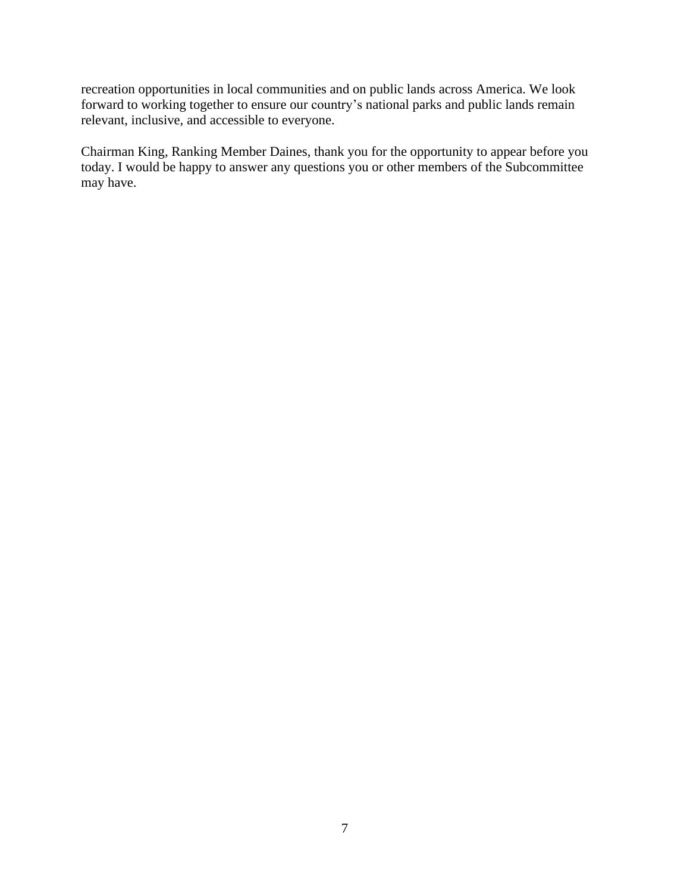recreation opportunities in local communities and on public lands across America. We look forward to working together to ensure our country's national parks and public lands remain relevant, inclusive, and accessible to everyone.

Chairman King, Ranking Member Daines, thank you for the opportunity to appear before you today. I would be happy to answer any questions you or other members of the Subcommittee may have.